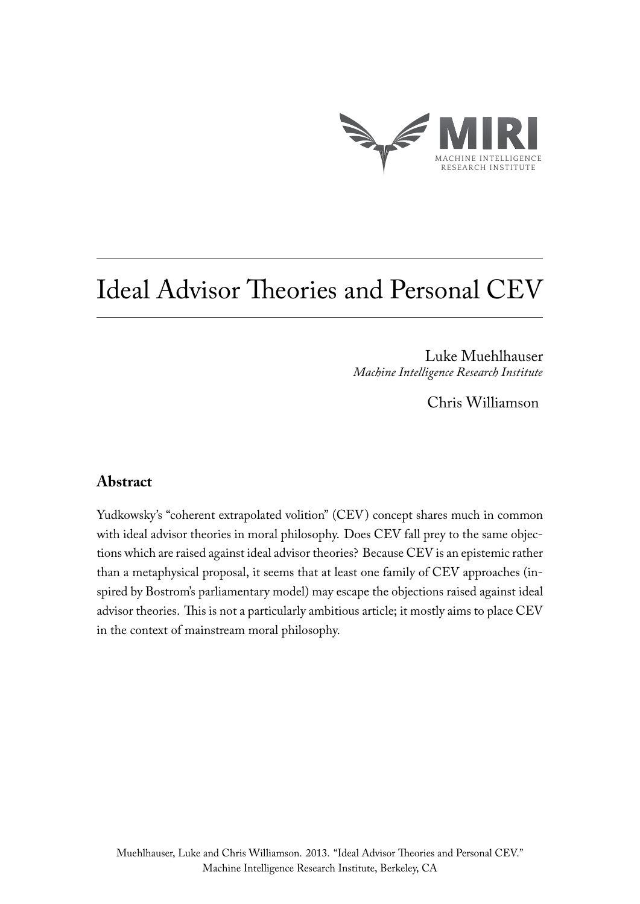# Ideal Advisor Theories and Personal CEV

Luke Muehlhauser
*Machine Intelligence Research Institute*

Chris Williamson

## Abstract

Yudkowsky's "coherent extrapolated volition" (CEV) concept shares much in common with ideal advisor theories in moral philosophy. Does CEV fall prey to the same objections which are raised against ideal advisor theories? Because CEV is an epistemic rather than a metaphysical proposal, it seems that at least one family of CEV approaches (inspired by Bostrom's parliamentary model) may escape the objections raised against ideal advisor theories. This is not a particularly ambitious article; it mostly aims to place CEV in the context of mainstream moral philosophy.

Muehlhauser, Luke and Chris Williamson. 2013. "Ideal Advisor Theories and Personal CEV." Machine Intelligence Research Institute, Berkeley, CA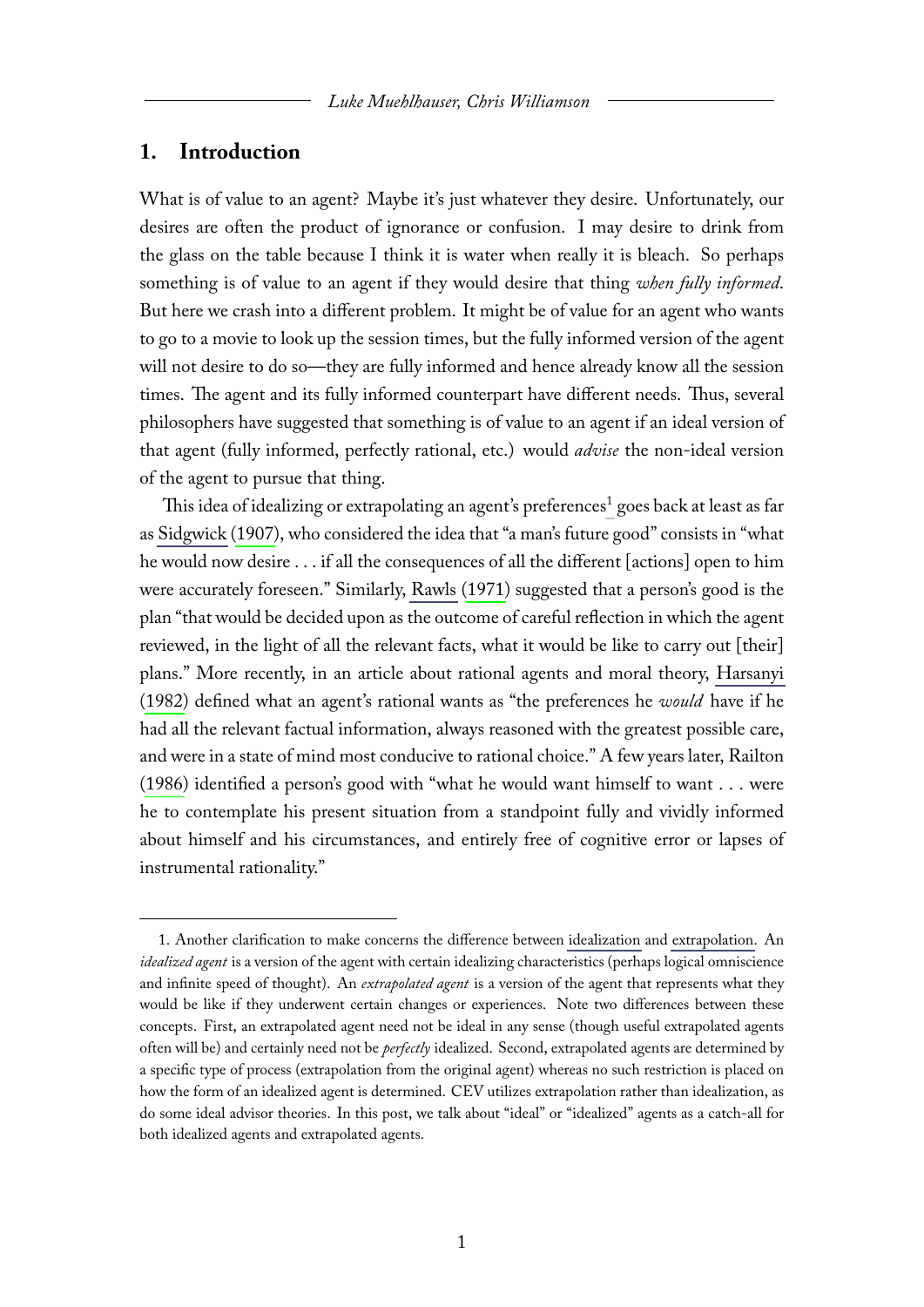## 1. Introduction

What is of value to an agent? Maybe it's just whatever they desire. Unfortunately, our desires are often the product of ignorance or confusion. I may desire to drink from the glass on the table because I think it is water when really it is bleach. So perhaps something is of value to an agent if they would desire that thing *when fully informed*. But here we crash into a different problem. It might be of value for an agent who wants to go to a movie to look up the session times, but the fully informed version of the agent will not desire to do so—they are fully informed and hence already know all the session times. The agent and its fully informed counterpart have different needs. Thus, several philosophers have suggested that something is of value to an agent if an ideal version of that agent (fully informed, perfectly rational, etc.) would *advise* the non-ideal version of the agent to pursue that thing.

This idea of idealizing or extrapolating an agent's preferences[1] goes back at least as far as Sidgwick (1907), who considered the idea that "a man's future good" consists in "what he would now desire . . . if all the consequences of all the different [actions] open to him were accurately foreseen." Similarly, Rawls (1971) suggested that a person's good is the plan "that would be decided upon as the outcome of careful reflection in which the agent reviewed, in the light of all the relevant facts, what it would be like to carry out [their] plans." More recently, in an article about rational agents and moral theory, Harsanyi (1982) defined what an agent's rational wants as "the preferences he *would* have if he had all the relevant factual information, always reasoned with the greatest possible care, and were in a state of mind most conducive to rational choice." A few years later, Railton (1986) identified a person's good with "what he would want himself to want . . . were he to contemplate his present situation from a standpoint fully and vividly informed about himself and his circumstances, and entirely free of cognitive error or lapses of instrumental rationality."

1. Another clarification to make concerns the difference between idealization and extrapolation. An *idealized agent* is a version of the agent with certain idealizing characteristics (perhaps logical omniscience and infinite speed of thought). An *extrapolated agent* is a version of the agent that represents what they would be like if they underwent certain changes or experiences. Note two differences between these concepts. First, an extrapolated agent need not be ideal in any sense (though useful extrapolated agents often will be) and certainly need not be *perfectly* idealized. Second, extrapolated agents are determined by a specific type of process (extrapolation from the original agent) whereas no such restriction is placed on how the form of an idealized agent is determined. CEV utilizes extrapolation rather than idealization, as do some ideal advisor theories. In this post, we talk about "ideal" or "idealized" agents as a catch-all for both idealized agents and extrapolated agents.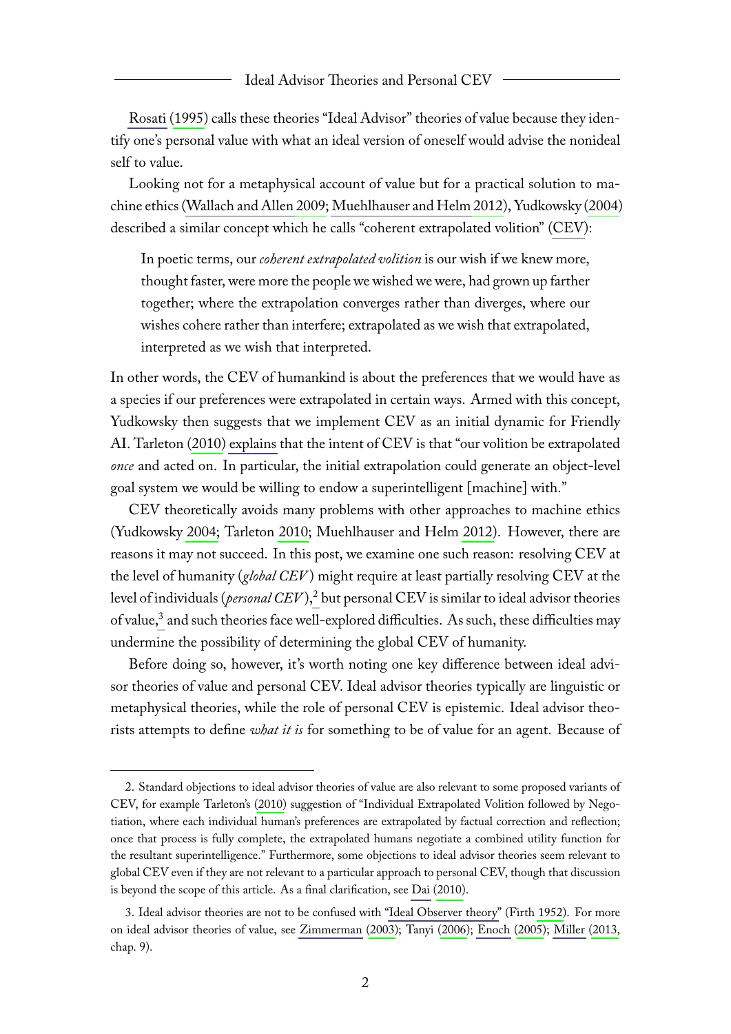Rosati (1995) calls these theories "Ideal Advisor" theories of value because they identify one's personal value with what an ideal version of oneself would advise the nonideal self to value.

Looking not for a metaphysical account of value but for a practical solution to machine ethics (Wallach and Allen 2009; Muehlhauser and Helm 2012), Yudkowsky (2004) described a similar concept which he calls "coherent extrapolated volition" (CEV):

> In poetic terms, our *coherent extrapolated volition* is our wish if we knew more, thought faster, were more the people we wished we were, had grown up farther together; where the extrapolation converges rather than diverges, where our wishes cohere rather than interfere; extrapolated as we wish that extrapolated, interpreted as we wish that interpreted.

In other words, the CEV of humankind is about the preferences that we would have as a species if our preferences were extrapolated in certain ways. Armed with this concept, Yudkowsky then suggests that we implement CEV as an initial dynamic for Friendly AI. Tarleton (2010) explains that the intent of CEV is that "our volition be extrapolated *once* and acted on. In particular, the initial extrapolation could generate an object-level goal system we would be willing to endow a superintelligent [machine] with."

CEV theoretically avoids many problems with other approaches to machine ethics (Yudkowsky 2004; Tarleton 2010; Muehlhauser and Helm 2012). However, there are reasons it may not succeed. In this post, we examine one such reason: resolving CEV at the level of humanity (*global CEV*) might require at least partially resolving CEV at the level of individuals (*personal CEV*),[2] but personal CEV is similar to ideal advisor theories of value,[3] and such theories face well-explored difficulties. As such, these difficulties may undermine the possibility of determining the global CEV of humanity.

Before doing so, however, it's worth noting one key difference between ideal advisor theories of value and personal CEV. Ideal advisor theories typically are linguistic or metaphysical theories, while the role of personal CEV is epistemic. Ideal advisor theorists attempts to define *what it is* for something to be of value for an agent. Because of

---

2. Standard objections to ideal advisor theories of value are also relevant to some proposed variants of CEV, for example Tarleton's (2010) suggestion of "Individual Extrapolated Volition followed by Negotiation, where each individual human's preferences are extrapolated by factual correction and reflection; once that process is fully complete, the extrapolated humans negotiate a combined utility function for the resultant superintelligence." Furthermore, some objections to ideal advisor theories seem relevant to global CEV even if they are not relevant to a particular approach to personal CEV, though that discussion is beyond the scope of this article. As a final clarification, see Dai (2010).

3. Ideal advisor theories are not to be confused with "Ideal Observer theory" (Firth 1952). For more on ideal advisor theories of value, see Zimmerman (2003); Tanyi (2006); Enoch (2005); Miller (2013, chap. 9).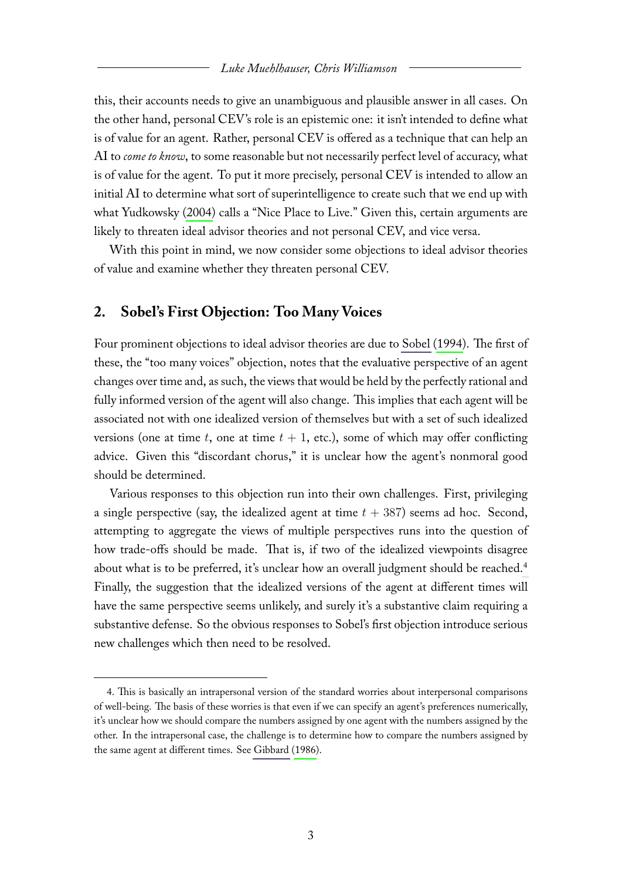this, their accounts needs to give an unambiguous and plausible answer in all cases. On the other hand, personal CEV's role is an epistemic one: it isn't intended to define what is of value for an agent. Rather, personal CEV is offered as a technique that can help an AI to *come to know*, to some reasonable but not necessarily perfect level of accuracy, what is of value for the agent. To put it more precisely, personal CEV is intended to allow an initial AI to determine what sort of superintelligence to create such that we end up with what Yudkowsky (2004) calls a "Nice Place to Live." Given this, certain arguments are likely to threaten ideal advisor theories and not personal CEV, and vice versa.

With this point in mind, we now consider some objections to ideal advisor theories of value and examine whether they threaten personal CEV.

## 2. Sobel's First Objection: Too Many Voices

Four prominent objections to ideal advisor theories are due to Sobel (1994). The first of these, the "too many voices" objection, notes that the evaluative perspective of an agent changes over time and, as such, the views that would be held by the perfectly rational and fully informed version of the agent will also change. This implies that each agent will be associated not with one idealized version of themselves but with a set of such idealized versions (one at time $t$, one at time $t + 1$, etc.), some of which may offer conflicting advice. Given this "discordant chorus," it is unclear how the agent's nonmoral good should be determined.

Various responses to this objection run into their own challenges. First, privileging a single perspective (say, the idealized agent at time $t + 387$) seems ad hoc. Second, attempting to aggregate the views of multiple perspectives runs into the question of how trade-offs should be made. That is, if two of the idealized viewpoints disagree about what is to be preferred, it's unclear how an overall judgment should be reached.[4] Finally, the suggestion that the idealized versions of the agent at different times will have the same perspective seems unlikely, and surely it's a substantive claim requiring a substantive defense. So the obvious responses to Sobel's first objection introduce serious new challenges which then need to be resolved.

---

4. This is basically an intrapersonal version of the standard worries about interpersonal comparisons of well-being. The basis of these worries is that even if we can specify an agent's preferences numerically, it's unclear how we should compare the numbers assigned by one agent with the numbers assigned by the other. In the intrapersonal case, the challenge is to determine how to compare the numbers assigned by the same agent at different times. See Gibbard (1986).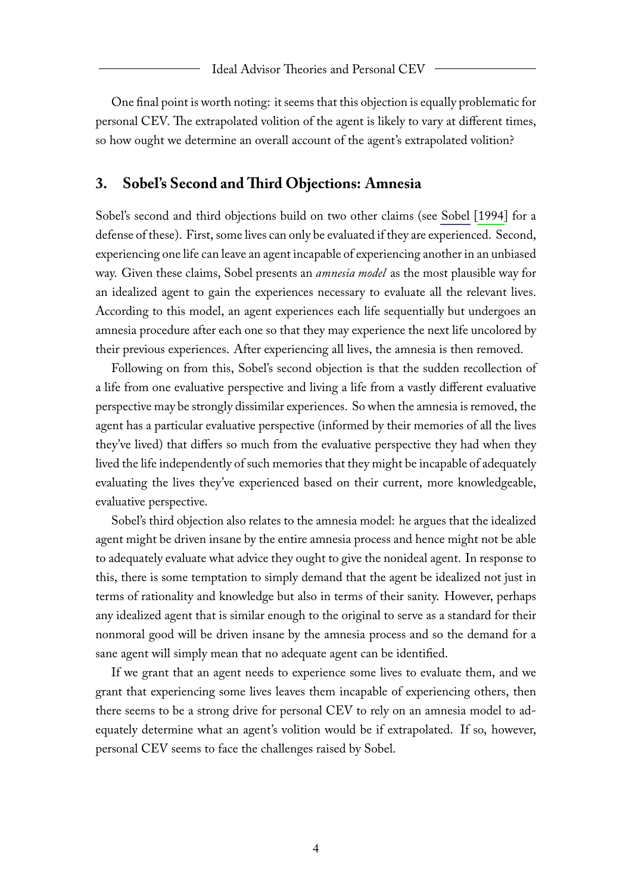One final point is worth noting: it seems that this objection is equally problematic for personal CEV. The extrapolated volition of the agent is likely to vary at different times, so how ought we determine an overall account of the agent's extrapolated volition?

## 3. Sobel's Second and Third Objections: Amnesia

Sobel's second and third objections build on two other claims (see Sobel [1994] for a defense of these). First, some lives can only be evaluated if they are experienced. Second, experiencing one life can leave an agent incapable of experiencing another in an unbiased way. Given these claims, Sobel presents an *amnesia model* as the most plausible way for an idealized agent to gain the experiences necessary to evaluate all the relevant lives. According to this model, an agent experiences each life sequentially but undergoes an amnesia procedure after each one so that they may experience the next life uncolored by their previous experiences. After experiencing all lives, the amnesia is then removed.

Following on from this, Sobel's second objection is that the sudden recollection of a life from one evaluative perspective and living a life from a vastly different evaluative perspective may be strongly dissimilar experiences. So when the amnesia is removed, the agent has a particular evaluative perspective (informed by their memories of all the lives they've lived) that differs so much from the evaluative perspective they had when they lived the life independently of such memories that they might be incapable of adequately evaluating the lives they've experienced based on their current, more knowledgeable, evaluative perspective.

Sobel's third objection also relates to the amnesia model: he argues that the idealized agent might be driven insane by the entire amnesia process and hence might not be able to adequately evaluate what advice they ought to give the nonideal agent. In response to this, there is some temptation to simply demand that the agent be idealized not just in terms of rationality and knowledge but also in terms of their sanity. However, perhaps any idealized agent that is similar enough to the original to serve as a standard for their nonmoral good will be driven insane by the amnesia process and so the demand for a sane agent will simply mean that no adequate agent can be identified.

If we grant that an agent needs to experience some lives to evaluate them, and we grant that experiencing some lives leaves them incapable of experiencing others, then there seems to be a strong drive for personal CEV to rely on an amnesia model to adequately determine what an agent's volition would be if extrapolated. If so, however, personal CEV seems to face the challenges raised by Sobel.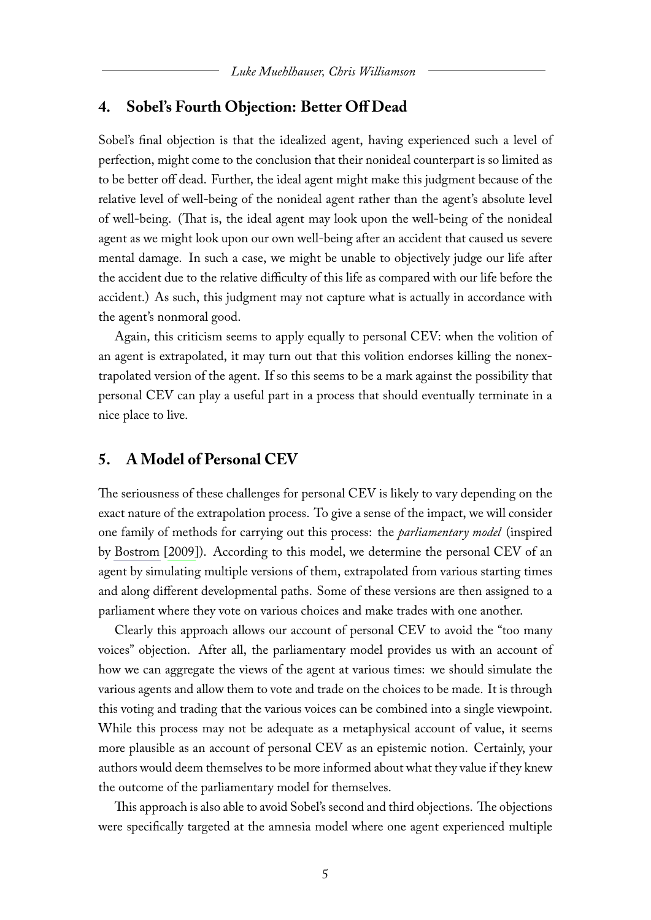## 4. Sobel's Fourth Objection: Better Off Dead

Sobel's final objection is that the idealized agent, having experienced such a level of perfection, might come to the conclusion that their nonideal counterpart is so limited as to be better off dead. Further, the ideal agent might make this judgment because of the relative level of well-being of the nonideal agent rather than the agent's absolute level of well-being. (That is, the ideal agent may look upon the well-being of the nonideal agent as we might look upon our own well-being after an accident that caused us severe mental damage. In such a case, we might be unable to objectively judge our life after the accident due to the relative difficulty of this life as compared with our life before the accident.) As such, this judgment may not capture what is actually in accordance with the agent's nonmoral good.

Again, this criticism seems to apply equally to personal CEV: when the volition of an agent is extrapolated, it may turn out that this volition endorses killing the nonextrapolated version of the agent. If so this seems to be a mark against the possibility that personal CEV can play a useful part in a process that should eventually terminate in a nice place to live.

## 5. A Model of Personal CEV

The seriousness of these challenges for personal CEV is likely to vary depending on the exact nature of the extrapolation process. To give a sense of the impact, we will consider one family of methods for carrying out this process: the *parliamentary model* (inspired by Bostrom [2009]). According to this model, we determine the personal CEV of an agent by simulating multiple versions of them, extrapolated from various starting times and along different developmental paths. Some of these versions are then assigned to a parliament where they vote on various choices and make trades with one another.

Clearly this approach allows our account of personal CEV to avoid the "too many voices" objection. After all, the parliamentary model provides us with an account of how we can aggregate the views of the agent at various times: we should simulate the various agents and allow them to vote and trade on the choices to be made. It is through this voting and trading that the various voices can be combined into a single viewpoint. While this process may not be adequate as a metaphysical account of value, it seems more plausible as an account of personal CEV as an epistemic notion. Certainly, your authors would deem themselves to be more informed about what they value if they knew the outcome of the parliamentary model for themselves.

This approach is also able to avoid Sobel's second and third objections. The objections were specifically targeted at the amnesia model where one agent experienced multiple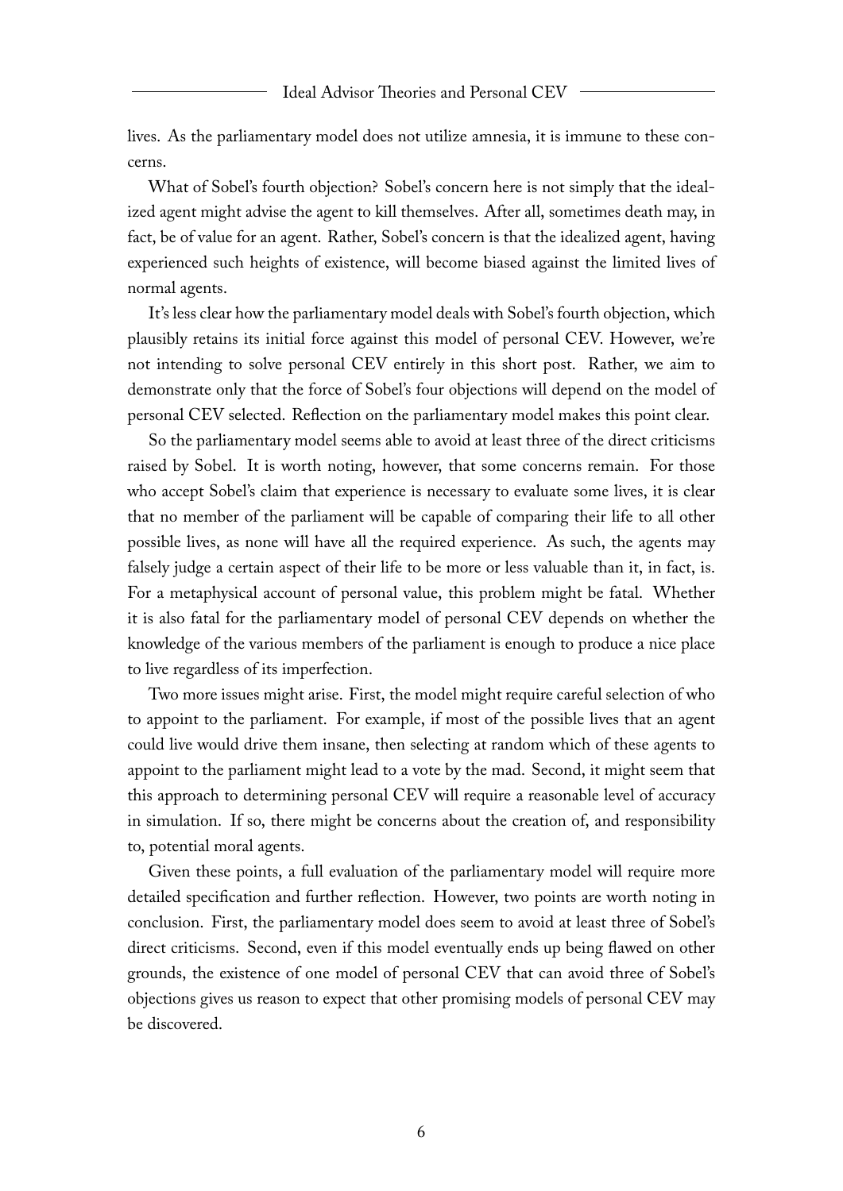lives. As the parliamentary model does not utilize amnesia, it is immune to these concerns.

What of Sobel's fourth objection? Sobel's concern here is not simply that the idealized agent might advise the agent to kill themselves. After all, sometimes death may, in fact, be of value for an agent. Rather, Sobel's concern is that the idealized agent, having experienced such heights of existence, will become biased against the limited lives of normal agents.

It's less clear how the parliamentary model deals with Sobel's fourth objection, which plausibly retains its initial force against this model of personal CEV. However, we're not intending to solve personal CEV entirely in this short post. Rather, we aim to demonstrate only that the force of Sobel's four objections will depend on the model of personal CEV selected. Reflection on the parliamentary model makes this point clear.

So the parliamentary model seems able to avoid at least three of the direct criticisms raised by Sobel. It is worth noting, however, that some concerns remain. For those who accept Sobel's claim that experience is necessary to evaluate some lives, it is clear that no member of the parliament will be capable of comparing their life to all other possible lives, as none will have all the required experience. As such, the agents may falsely judge a certain aspect of their life to be more or less valuable than it, in fact, is. For a metaphysical account of personal value, this problem might be fatal. Whether it is also fatal for the parliamentary model of personal CEV depends on whether the knowledge of the various members of the parliament is enough to produce a nice place to live regardless of its imperfection.

Two more issues might arise. First, the model might require careful selection of who to appoint to the parliament. For example, if most of the possible lives that an agent could live would drive them insane, then selecting at random which of these agents to appoint to the parliament might lead to a vote by the mad. Second, it might seem that this approach to determining personal CEV will require a reasonable level of accuracy in simulation. If so, there might be concerns about the creation of, and responsibility to, potential moral agents.

Given these points, a full evaluation of the parliamentary model will require more detailed specification and further reflection. However, two points are worth noting in conclusion. First, the parliamentary model does seem to avoid at least three of Sobel's direct criticisms. Second, even if this model eventually ends up being flawed on other grounds, the existence of one model of personal CEV that can avoid three of Sobel's objections gives us reason to expect that other promising models of personal CEV may be discovered.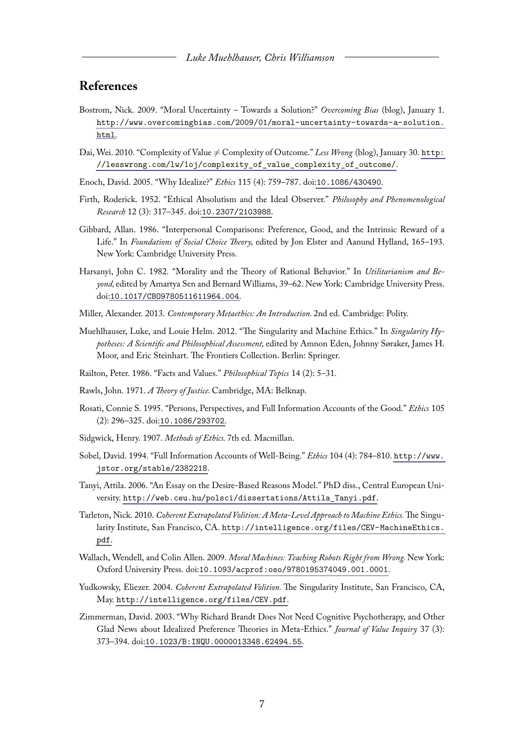## References

Bostrom, Nick. 2009. "Moral Uncertainty – Towards a Solution?" *Overcoming Bias* (blog), January 1. http://www.overcomingbias.com/2009/01/moral-uncertainty-towards-a-solution.html.

Dai, Wei. 2010. "Complexity of Value $\neq$ Complexity of Outcome." *Less Wrong* (blog), January 30. http://lesswrong.com/lw/1oj/complexity_of_value_complexity_of_outcome/.

Enoch, David. 2005. "Why Idealize?" *Ethics* 115 (4): 759–787. doi:10.1086/430490.

Firth, Roderick. 1952. "Ethical Absolutism and the Ideal Observer." *Philosophy and Phenomenological Research* 12 (3): 317–345. doi:10.2307/2103988.

Gibbard, Allan. 1986. "Interpersonal Comparisons: Preference, Good, and the Intrinsic Reward of a Life." In *Foundations of Social Choice Theory,* edited by Jon Elster and Aanund Hylland, 165–193. New York: Cambridge University Press.

Harsanyi, John C. 1982. "Morality and the Theory of Rational Behavior." In *Utilitarianism and Beyond,* edited by Amartya Sen and Bernard Williams, 39–62. New York: Cambridge University Press. doi:10.1017/CBO9780511611964.004.

Miller, Alexander. 2013. *Contemporary Metaethics: An Introduction.* 2nd ed. Cambridge: Polity.

Muehlhauser, Luke, and Louie Helm. 2012. "The Singularity and Machine Ethics." In *Singularity Hypotheses: A Scientific and Philosophical Assessment,* edited by Amnon Eden, Johnny Søraker, James H. Moor, and Eric Steinhart. The Frontiers Collection. Berlin: Springer.

Railton, Peter. 1986. "Facts and Values." *Philosophical Topics* 14 (2): 5–31.

Rawls, John. 1971. *A Theory of Justice.* Cambridge, MA: Belknap.

Rosati, Connie S. 1995. "Persons, Perspectives, and Full Information Accounts of the Good." *Ethics* 105 (2): 296–325. doi:10.1086/293702.

Sidgwick, Henry. 1907. *Methods of Ethics.* 7th ed. Macmillan.

Sobel, David. 1994. "Full Information Accounts of Well-Being." *Ethics* 104 (4): 784–810. http://www.jstor.org/stable/2382218.

Tanyi, Attila. 2006. "An Essay on the Desire-Based Reasons Model." PhD diss., Central European University. http://web.ceu.hu/polsci/dissertations/Attila_Tanyi.pdf.

Tarleton, Nick. 2010. *Coherent Extrapolated Volition: A Meta-Level Approach to Machine Ethics.* The Singularity Institute, San Francisco, CA. http://intelligence.org/files/CEV-MachineEthics.pdf.

Wallach, Wendell, and Colin Allen. 2009. *Moral Machines: Teaching Robots Right from Wrong.* New York: Oxford University Press. doi:10.1093/acprof:oso/9780195374049.001.0001.

Yudkowsky, Eliezer. 2004. *Coherent Extrapolated Volition.* The Singularity Institute, San Francisco, CA, May. http://intelligence.org/files/CEV.pdf.

Zimmerman, David. 2003. "Why Richard Brandt Does Not Need Cognitive Psychotherapy, and Other Glad News about Idealized Preference Theories in Meta-Ethics." *Journal of Value Inquiry* 37 (3): 373–394. doi:10.1023/B:INQU.0000013348.62494.55.